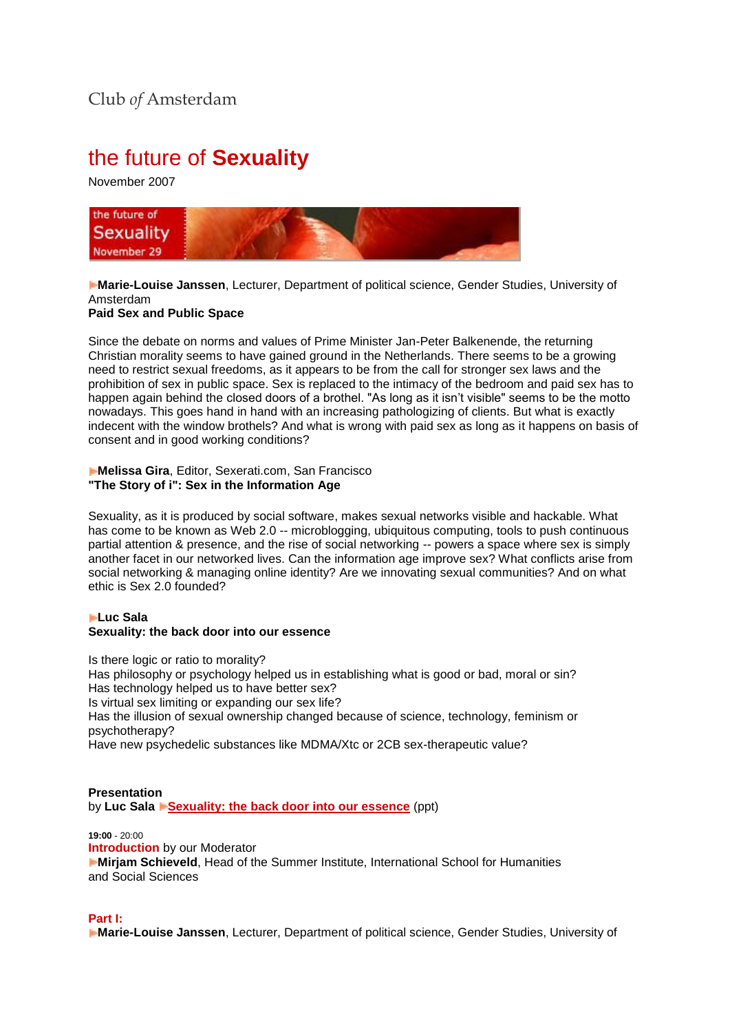Club *of* Amsterdam

# the future of **Sexuality**

November 2007

**Marie-Louise Janssen**, Lecturer, Department of political science, Gender Studies, University of Amsterdam
**Paid Sex and Public Space**

Since the debate on norms and values of Prime Minister Jan-Peter Balkenende, the returning Christian morality seems to have gained ground in the Netherlands. There seems to be a growing need to restrict sexual freedoms, as it appears to be from the call for stronger sex laws and the prohibition of sex in public space. Sex is replaced to the intimacy of the bedroom and paid sex has to happen again behind the closed doors of a brothel. "As long as it isn't visible" seems to be the motto nowadays. This goes hand in hand with an increasing pathologizing of clients. But what is exactly indecent with the window brothels? And what is wrong with paid sex as long as it happens on basis of consent and in good working conditions?

**Melissa Gira**, Editor, Sexerati.com, San Francisco
**"The Story of i": Sex in the Information Age**

Sexuality, as it is produced by social software, makes sexual networks visible and hackable. What has come to be known as Web 2.0 -- microblogging, ubiquitous computing, tools to push continuous partial attention & presence, and the rise of social networking -- powers a space where sex is simply another facet in our networked lives. Can the information age improve sex? What conflicts arise from social networking & managing online identity? Are we innovating sexual communities? And on what ethic is Sex 2.0 founded?

**Luc Sala**
**Sexuality: the back door into our essence**

Is there logic or ratio to morality?
Has philosophy or psychology helped us in establishing what is good or bad, moral or sin?
Has technology helped us to have better sex?
Is virtual sex limiting or expanding our sex life?
Has the illusion of sexual ownership changed because of science, technology, feminism or psychotherapy?
Have new psychedelic substances like MDMA/Xtc or 2CB sex-therapeutic value?

**Presentation**
by **Luc Sala** **Sexuality: the back door into our essence** (ppt)

**19:00** - 20:00
**Introduction** by our Moderator
**Mirjam Schieveld**, Head of the Summer Institute, International School for Humanities and Social Sciences

**Part I:**
**Marie-Louise Janssen**, Lecturer, Department of political science, Gender Studies, University of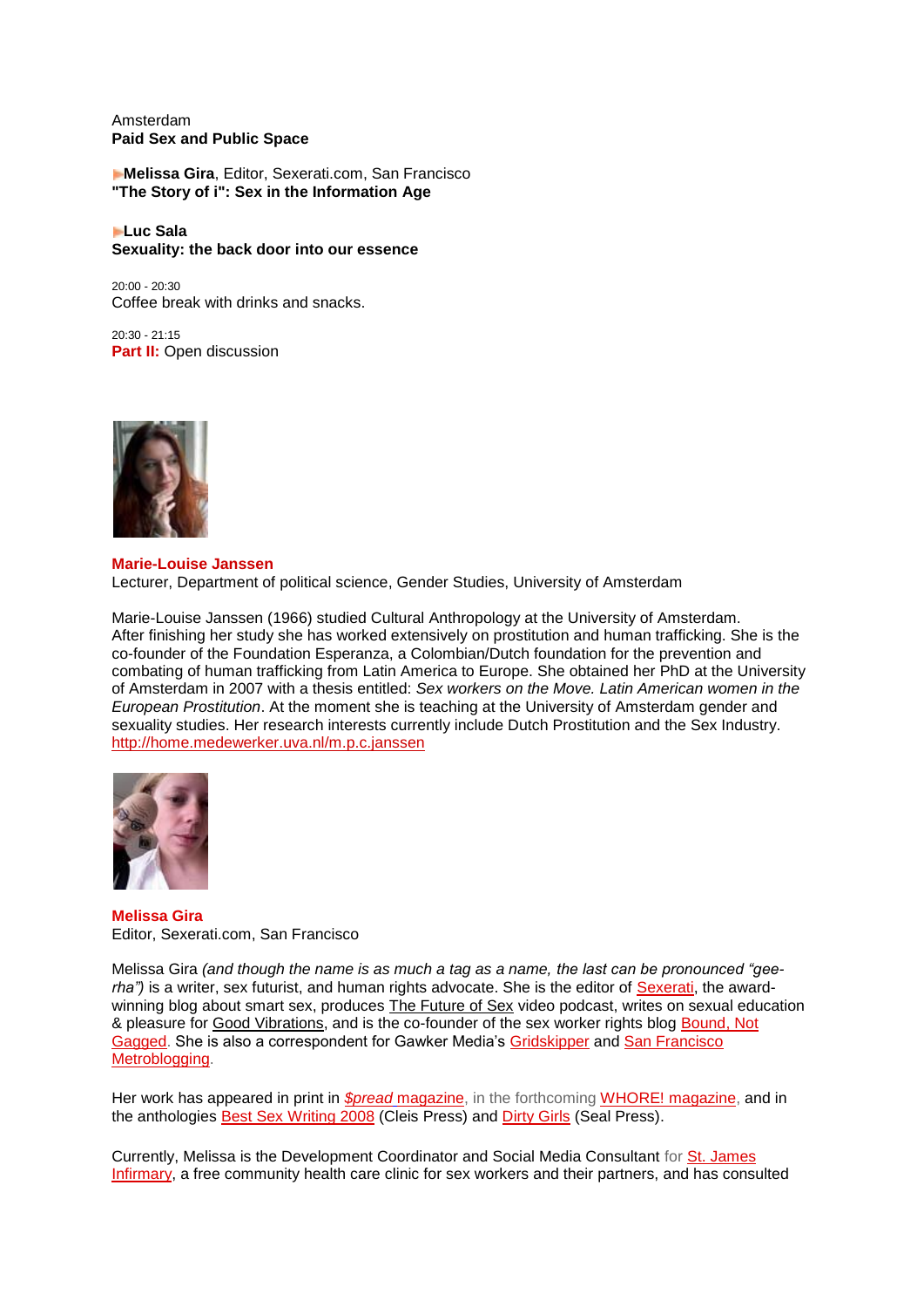Amsterdam
**Paid Sex and Public Space**

**Melissa Gira**, Editor, Sexerati.com, San Francisco
**"The Story of i": Sex in the Information Age**

**Luc Sala**
**Sexuality: the back door into our essence**

20:00 - 20:30
Coffee break with drinks and snacks.

20:30 - 21:15
**Part II:** Open discussion

**Marie-Louise Janssen**
Lecturer, Department of political science, Gender Studies, University of Amsterdam

Marie-Louise Janssen (1966) studied Cultural Anthropology at the University of Amsterdam. After finishing her study she has worked extensively on prostitution and human trafficking. She is the co-founder of the Foundation Esperanza, a Colombian/Dutch foundation for the prevention and combating of human trafficking from Latin America to Europe. She obtained her PhD at the University of Amsterdam in 2007 with a thesis entitled: *Sex workers on the Move. Latin American women in the European Prostitution*. At the moment she is teaching at the University of Amsterdam gender and sexuality studies. Her research interests currently include Dutch Prostitution and the Sex Industry.
http://home.medewerker.uva.nl/m.p.c.janssen

**Melissa Gira**
Editor, Sexerati.com, San Francisco

Melissa Gira *(and though the name is as much a tag as a name, the last can be pronounced "gee-rha")* is a writer, sex futurist, and human rights advocate. She is the editor of Sexerati, the award-winning blog about smart sex, produces The Future of Sex video podcast, writes on sexual education & pleasure for Good Vibrations, and is the co-founder of the sex worker rights blog Bound, Not Gagged. She is also a correspondent for Gawker Media's Gridskipper and San Francisco Metroblogging.

Her work has appeared in print in *$pread* magazine, in the forthcoming WHORE! magazine, and in the anthologies Best Sex Writing 2008 (Cleis Press) and Dirty Girls (Seal Press).

Currently, Melissa is the Development Coordinator and Social Media Consultant for St. James Infirmary, a free community health care clinic for sex workers and their partners, and has consulted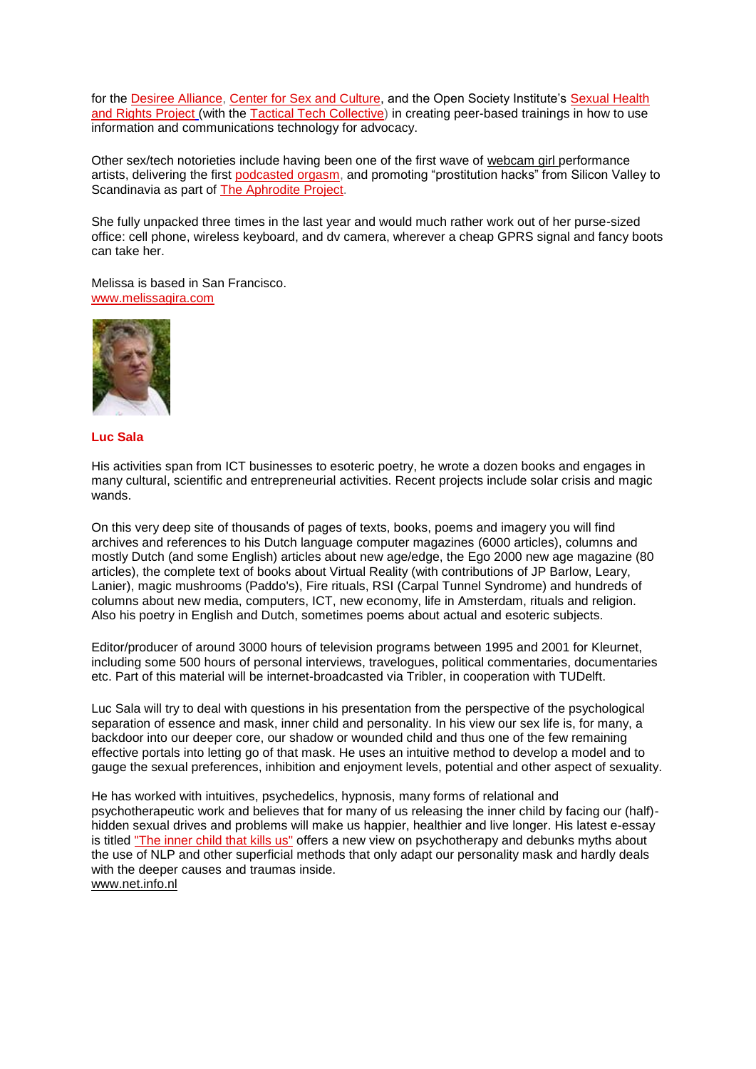for the Desiree Alliance, Center for Sex and Culture, and the Open Society Institute's Sexual Health and Rights Project (with the Tactical Tech Collective) in creating peer-based trainings in how to use information and communications technology for advocacy.

Other sex/tech notorieties include having been one of the first wave of webcam girl performance artists, delivering the first podcasted orgasm, and promoting "prostitution hacks" from Silicon Valley to Scandinavia as part of The Aphrodite Project.

She fully unpacked three times in the last year and would much rather work out of her purse-sized office: cell phone, wireless keyboard, and dv camera, wherever a cheap GPRS signal and fancy boots can take her.

Melissa is based in San Francisco.
www.melissagira.com

**Luc Sala**

His activities span from ICT businesses to esoteric poetry, he wrote a dozen books and engages in many cultural, scientific and entrepreneurial activities. Recent projects include solar crisis and magic wands.

On this very deep site of thousands of pages of texts, books, poems and imagery you will find archives and references to his Dutch language computer magazines (6000 articles), columns and mostly Dutch (and some English) articles about new age/edge, the Ego 2000 new age magazine (80 articles), the complete text of books about Virtual Reality (with contributions of JP Barlow, Leary, Lanier), magic mushrooms (Paddo's), Fire rituals, RSI (Carpal Tunnel Syndrome) and hundreds of columns about new media, computers, ICT, new economy, life in Amsterdam, rituals and religion. Also his poetry in English and Dutch, sometimes poems about actual and esoteric subjects.

Editor/producer of around 3000 hours of television programs between 1995 and 2001 for Kleurnet, including some 500 hours of personal interviews, travelogues, political commentaries, documentaries etc. Part of this material will be internet-broadcasted via Tribler, in cooperation with TUDelft.

Luc Sala will try to deal with questions in his presentation from the perspective of the psychological separation of essence and mask, inner child and personality. In his view our sex life is, for many, a backdoor into our deeper core, our shadow or wounded child and thus one of the few remaining effective portals into letting go of that mask. He uses an intuitive method to develop a model and to gauge the sexual preferences, inhibition and enjoyment levels, potential and other aspect of sexuality.

He has worked with intuitives, psychedelics, hypnosis, many forms of relational and psychotherapeutic work and believes that for many of us releasing the inner child by facing our (half)-hidden sexual drives and problems will make us happier, healthier and live longer. His latest e-essay is titled "The inner child that kills us" offers a new view on psychotherapy and debunks myths about the use of NLP and other superficial methods that only adapt our personality mask and hardly deals with the deeper causes and traumas inside.
www.net.info.nl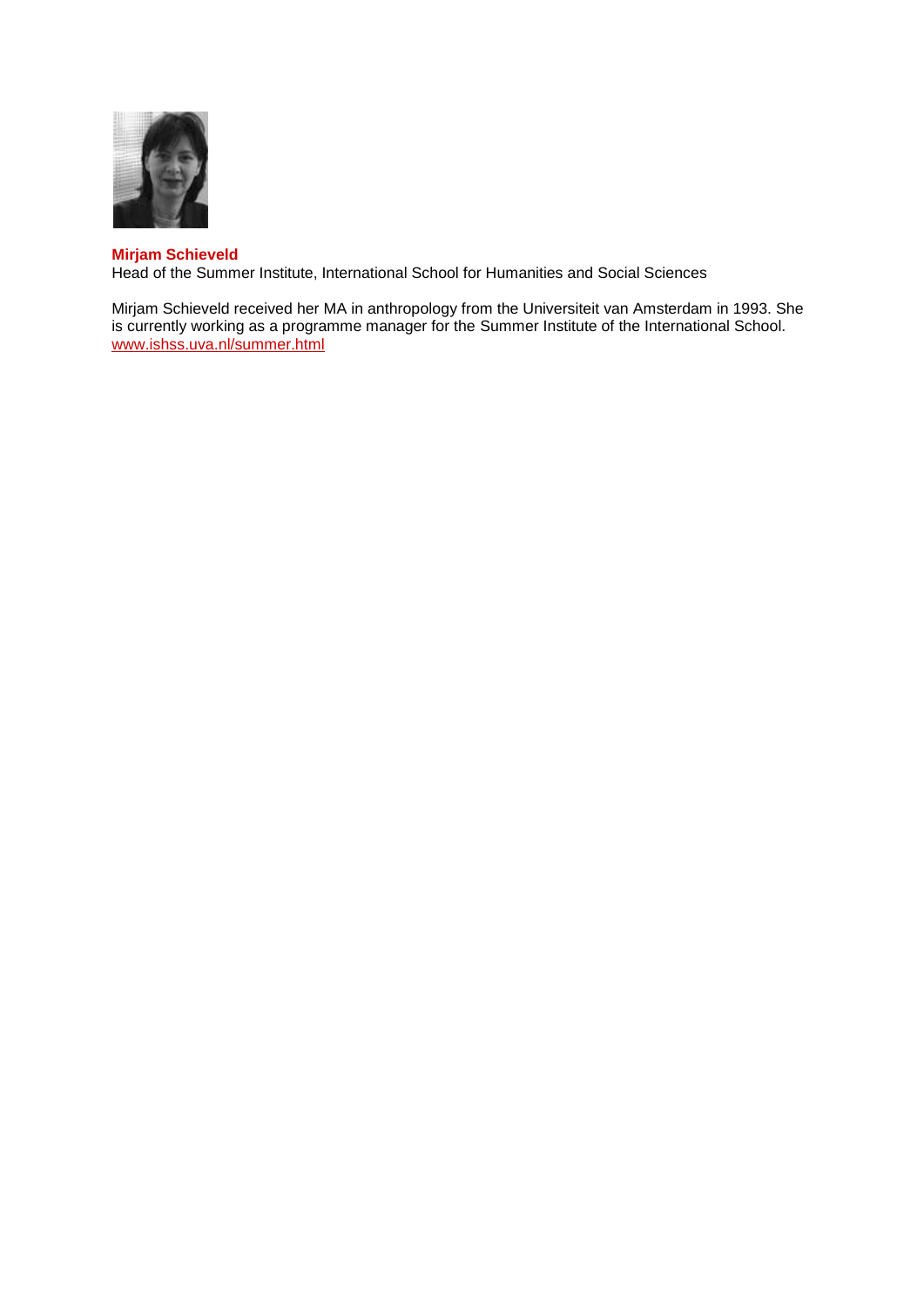**Mirjam Schieveld**
Head of the Summer Institute, International School for Humanities and Social Sciences

Mirjam Schieveld received her MA in anthropology from the Universiteit van Amsterdam in 1993. She is currently working as a programme manager for the Summer Institute of the International School.
www.ishss.uva.nl/summer.html